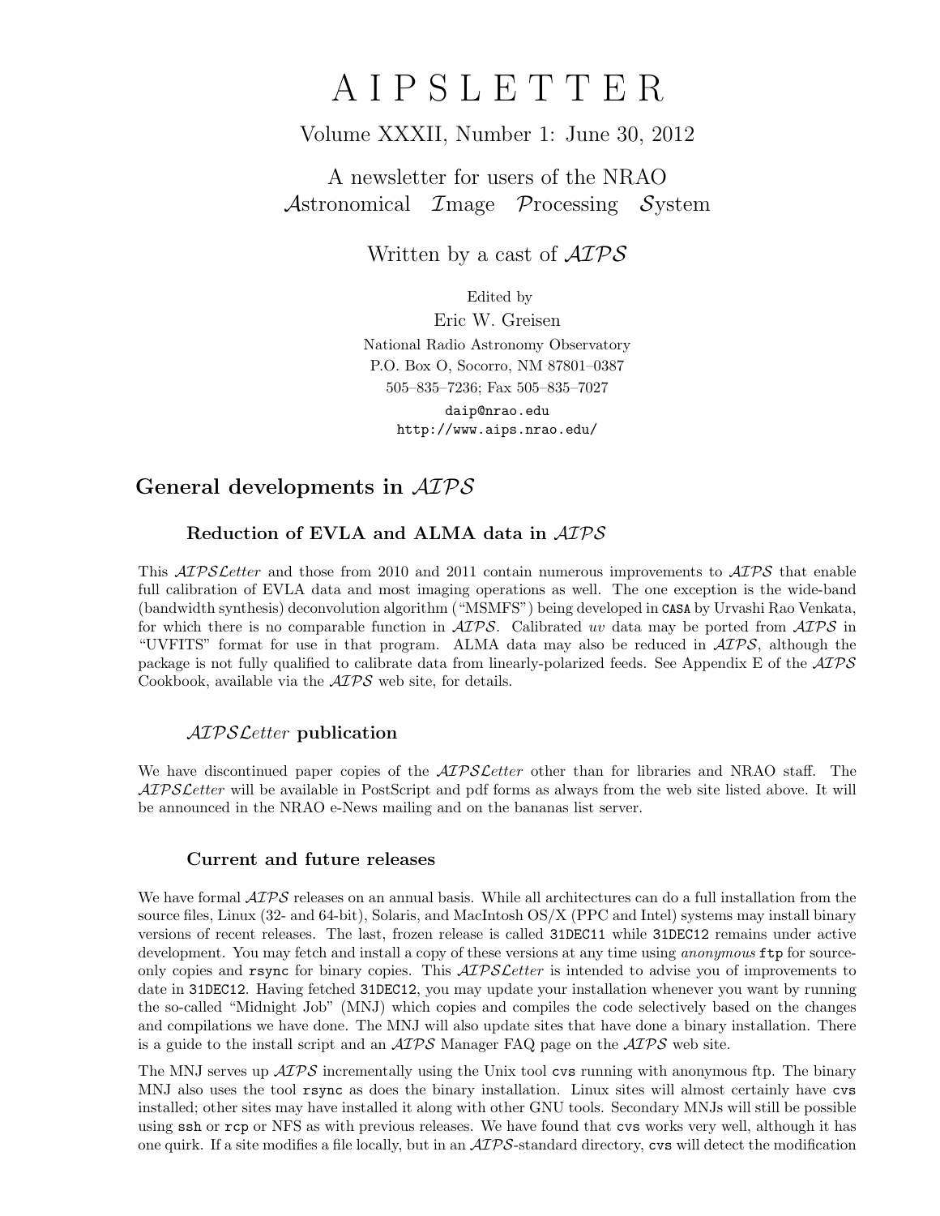# A I P S L E T T E R

Volume XXXII, Number 1: June 30, 2012

A newsletter for users of the NRAO
*Astronomical Image Processing System*

Written by a cast of *AIPS*

Edited by
Eric W. Greisen
National Radio Astronomy Observatory
P.O. Box O, Socorro, NM 87801–0387
505–835–7236; Fax 505–835–7027
`daip@nrao.edu`
`http://www.aips.nrao.edu/`

## General developments in *AIPS*

### Reduction of EVLA and ALMA data in *AIPS*

This *AIPSLetter* and those from 2010 and 2011 contain numerous improvements to *AIPS* that enable full calibration of EVLA data and most imaging operations as well. The one exception is the wide-band (bandwidth synthesis) deconvolution algorithm ("MSMFS") being developed in CASA by Urvashi Rao Venkata, for which there is no comparable function in *AIPS*. Calibrated *uv* data may be ported from *AIPS* in "UVFITS" format for use in that program. ALMA data may also be reduced in *AIPS*, although the package is not fully qualified to calibrate data from linearly-polarized feeds. See Appendix E of the *AIPS* Cookbook, available via the *AIPS* web site, for details.

### *AIPSLetter* publication

We have discontinued paper copies of the *AIPSLetter* other than for libraries and NRAO staff. The *AIPSLetter* will be available in PostScript and pdf forms as always from the web site listed above. It will be announced in the NRAO e-News mailing and on the bananas list server.

### Current and future releases

We have formal *AIPS* releases on an annual basis. While all architectures can do a full installation from the source files, Linux (32- and 64-bit), Solaris, and MacIntosh OS/X (PPC and Intel) systems may install binary versions of recent releases. The last, frozen release is called `31DEC11` while `31DEC12` remains under active development. You may fetch and install a copy of these versions at any time using *anonymous* `ftp` for source-only copies and `rsync` for binary copies. This *AIPSLetter* is intended to advise you of improvements to date in `31DEC12`. Having fetched `31DEC12`, you may update your installation whenever you want by running the so-called "Midnight Job" (MNJ) which copies and compiles the code selectively based on the changes and compilations we have done. The MNJ will also update sites that have done a binary installation. There is a guide to the install script and an *AIPS* Manager FAQ page on the *AIPS* web site.

The MNJ serves up *AIPS* incrementally using the Unix tool `cvs` running with anonymous ftp. The binary MNJ also uses the tool `rsync` as does the binary installation. Linux sites will almost certainly have `cvs` installed; other sites may have installed it along with other GNU tools. Secondary MNJs will still be possible using `ssh` or `rcp` or NFS as with previous releases. We have found that `cvs` works very well, although it has one quirk. If a site modifies a file locally, but in an *AIPS*-standard directory, `cvs` will detect the modification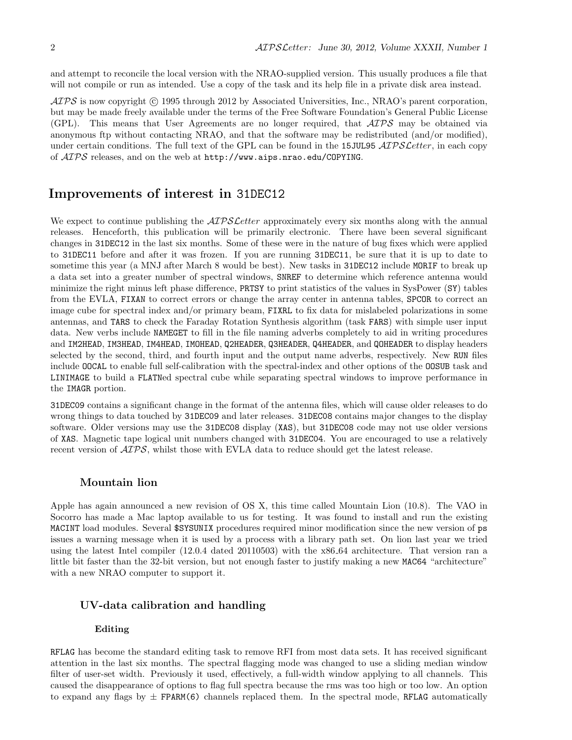and attempt to reconcile the local version with the NRAO-supplied version. This usually produces a file that will not compile or run as intended. Use a copy of the task and its help file in a private disk area instead.

*AIPS* is now copyright © 1995 through 2012 by Associated Universities, Inc., NRAO's parent corporation, but may be made freely available under the terms of the Free Software Foundation's General Public License (GPL). This means that User Agreements are no longer required, that *AIPS* may be obtained via anonymous ftp without contacting NRAO, and that the software may be redistributed (and/or modified), under certain conditions. The full text of the GPL can be found in the `15JUL95` *AIPSLetter*, in each copy of *AIPS* releases, and on the web at `http://www.aips.nrao.edu/COPYING`.

## Improvements of interest in 31DEC12

We expect to continue publishing the *AIPSLetter* approximately every six months along with the annual releases. Henceforth, this publication will be primarily electronic. There have been several significant changes in `31DEC12` in the last six months. Some of these were in the nature of bug fixes which were applied to `31DEC11` before and after it was frozen. If you are running `31DEC11`, be sure that it is up to date to sometime this year (a MNJ after March 8 would be best). New tasks in `31DEC12` include `MORIF` to break up a data set into a greater number of spectral windows, `SNREF` to determine which reference antenna would minimize the right minus left phase difference, `PRTSY` to print statistics of the values in SysPower (`SY`) tables from the EVLA, `FIXAN` to correct errors or change the array center in antenna tables, `SPCOR` to correct an image cube for spectral index and/or primary beam, `FIXRL` to fix data for mislabeled polarizations in some antennas, and `TARS` to check the Faraday Rotation Synthesis algorithm (task `FARS`) with simple user input data. New verbs include `NAMEGET` to fill in the file naming adverbs completely to aid in writing procedures and `IM2HEAD`, `IM3HEAD`, `IM4HEAD`, `IMOHEAD`, `Q2HEADER`, `Q3HEADER`, `Q4HEADER`, and `QOHEADER` to display headers selected by the second, third, and fourth input and the output name adverbs, respectively. New `RUN` files include `OOCAL` to enable full self-calibration with the spectral-index and other options of the `OOSUB` task and `LINIMAGE` to build a `FLATN`ed spectral cube while separating spectral windows to improve performance in the `IMAGR` portion.

`31DEC09` contains a significant change in the format of the antenna files, which will cause older releases to do wrong things to data touched by `31DEC09` and later releases. `31DEC08` contains major changes to the display software. Older versions may use the `31DEC08` display (`XAS`), but `31DEC08` code may not use older versions of `XAS`. Magnetic tape logical unit numbers changed with `31DEC04`. You are encouraged to use a relatively recent version of *AIPS*, whilst those with EVLA data to reduce should get the latest release.

### Mountain lion

Apple has again announced a new revision of OS X, this time called Mountain Lion (10.8). The VAO in Socorro has made a Mac laptop available to us for testing. It was found to install and run the existing `MACINT` load modules. Several `$SYSUNIX` procedures required minor modification since the new version of `ps` issues a warning message when it is used by a process with a library path set. On lion last year we tried using the latest Intel compiler (12.0.4 dated 20110503) with the x86_64 architecture. That version ran a little bit faster than the 32-bit version, but not enough faster to justify making a new `MAC64` "architecture" with a new NRAO computer to support it.

### UV-data calibration and handling

#### Editing

`RFLAG` has become the standard editing task to remove RFI from most data sets. It has received significant attention in the last six months. The spectral flagging mode was changed to use a sliding median window filter of user-set width. Previously it used, effectively, a full-width window applying to all channels. This caused the disappearance of options to flag full spectra because the rms was too high or too low. An option to expand any flags by ± `FPARM(6)` channels replaced them. In the spectral mode, `RFLAG` automatically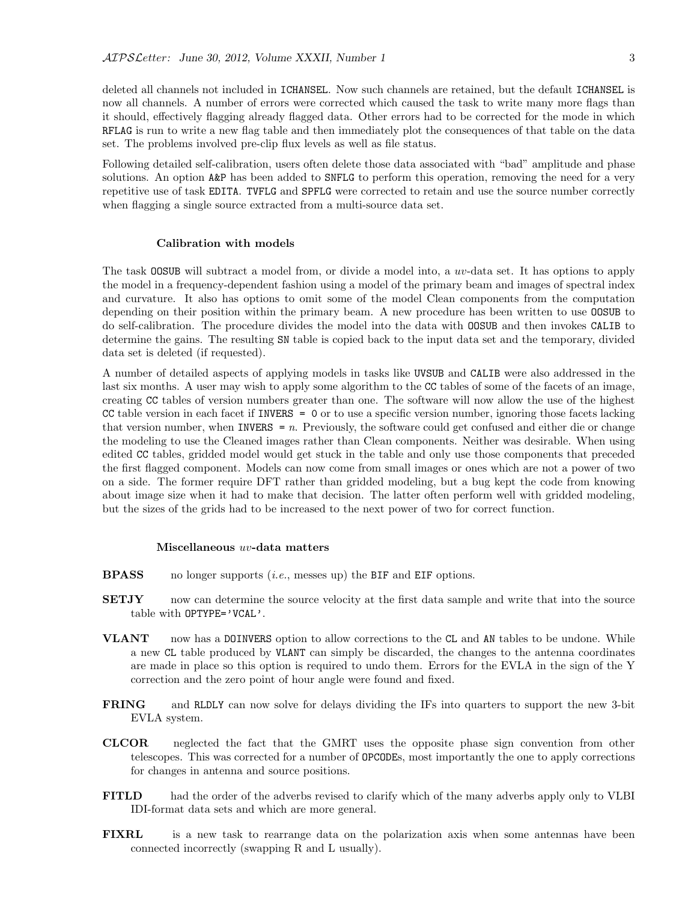deleted all channels not included in ICHANSEL. Now such channels are retained, but the default ICHANSEL is now all channels. A number of errors were corrected which caused the task to write many more flags than it should, effectively flagging already flagged data. Other errors had to be corrected for the mode in which RFLAG is run to write a new flag table and then immediately plot the consequences of that table on the data set. The problems involved pre-clip flux levels as well as file status.

Following detailed self-calibration, users often delete those data associated with "bad" amplitude and phase solutions. An option A&P has been added to SNFLG to perform this operation, removing the need for a very repetitive use of task EDITA. TVFLG and SPFLG were corrected to retain and use the source number correctly when flagging a single source extracted from a multi-source data set.

### Calibration with models

The task OOSUB will subtract a model from, or divide a model into, a *uv*-data set. It has options to apply the model in a frequency-dependent fashion using a model of the primary beam and images of spectral index and curvature. It also has options to omit some of the model Clean components from the computation depending on their position within the primary beam. A new procedure has been written to use OOSUB to do self-calibration. The procedure divides the model into the data with OOSUB and then invokes CALIB to determine the gains. The resulting SN table is copied back to the input data set and the temporary, divided data set is deleted (if requested).

A number of detailed aspects of applying models in tasks like UVSUB and CALIB were also addressed in the last six months. A user may wish to apply some algorithm to the CC tables of some of the facets of an image, creating CC tables of version numbers greater than one. The software will now allow the use of the highest CC table version in each facet if INVERS = 0 or to use a specific version number, ignoring those facets lacking that version number, when INVERS = *n*. Previously, the software could get confused and either die or change the modeling to use the Cleaned images rather than Clean components. Neither was desirable. When using edited CC tables, gridded model would get stuck in the table and only use those components that preceded the first flagged component. Models can now come from small images or ones which are not a power of two on a side. The former require DFT rather than gridded modeling, but a bug kept the code from knowing about image size when it had to make that decision. The latter often perform well with gridded modeling, but the sizes of the grids had to be increased to the next power of two for correct function.

### Miscellaneous *uv*-data matters

**BPASS** no longer supports (*i.e.*, messes up) the BIF and EIF options.

**SETJY** now can determine the source velocity at the first data sample and write that into the source table with OPTYPE='VCAL'.

**VLANT** now has a DOINVERS option to allow corrections to the CL and AN tables to be undone. While a new CL table produced by VLANT can simply be discarded, the changes to the antenna coordinates are made in place so this option is required to undo them. Errors for the EVLA in the sign of the Y correction and the zero point of hour angle were found and fixed.

**FRING** and RLDLY can now solve for delays dividing the IFs into quarters to support the new 3-bit EVLA system.

**CLCOR** neglected the fact that the GMRT uses the opposite phase sign convention from other telescopes. This was corrected for a number of OPCODEs, most importantly the one to apply corrections for changes in antenna and source positions.

**FITLD** had the order of the adverbs revised to clarify which of the many adverbs apply only to VLBI IDI-format data sets and which are more general.

**FIXRL** is a new task to rearrange data on the polarization axis when some antennas have been connected incorrectly (swapping R and L usually).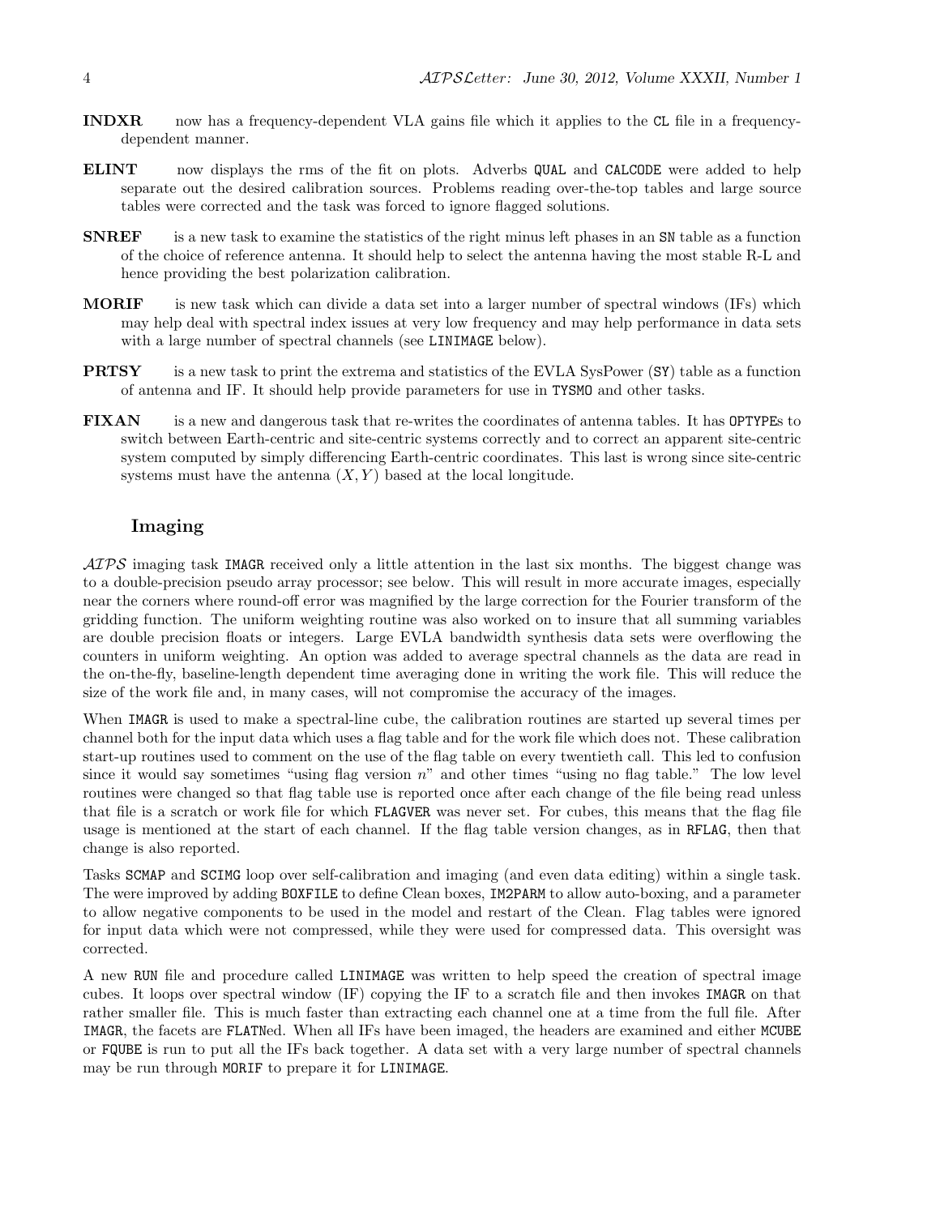**INDXR** now has a frequency-dependent VLA gains file which it applies to the CL file in a frequency-dependent manner.

**ELINT** now displays the rms of the fit on plots. Adverbs QUAL and CALCODE were added to help separate out the desired calibration sources. Problems reading over-the-top tables and large source tables were corrected and the task was forced to ignore flagged solutions.

**SNREF** is a new task to examine the statistics of the right minus left phases in an SN table as a function of the choice of reference antenna. It should help to select the antenna having the most stable R-L and hence providing the best polarization calibration.

**MORIF** is new task which can divide a data set into a larger number of spectral windows (IFs) which may help deal with spectral index issues at very low frequency and may help performance in data sets with a large number of spectral channels (see LINIMAGE below).

**PRTSY** is a new task to print the extrema and statistics of the EVLA SysPower (SY) table as a function of antenna and IF. It should help provide parameters for use in TYSMO and other tasks.

**FIXAN** is a new and dangerous task that re-writes the coordinates of antenna tables. It has OPTYPEs to switch between Earth-centric and site-centric systems correctly and to correct an apparent site-centric system computed by simply differencing Earth-centric coordinates. This last is wrong since site-centric systems must have the antenna $(X, Y)$ based at the local longitude.

## Imaging

*AIPS* imaging task IMAGR received only a little attention in the last six months. The biggest change was to a double-precision pseudo array processor; see below. This will result in more accurate images, especially near the corners where round-off error was magnified by the large correction for the Fourier transform of the gridding function. The uniform weighting routine was also worked on to insure that all summing variables are double precision floats or integers. Large EVLA bandwidth synthesis data sets were overflowing the counters in uniform weighting. An option was added to average spectral channels as the data are read in the on-the-fly, baseline-length dependent time averaging done in writing the work file. This will reduce the size of the work file and, in many cases, will not compromise the accuracy of the images.

When IMAGR is used to make a spectral-line cube, the calibration routines are started up several times per channel both for the input data which uses a flag table and for the work file which does not. These calibration start-up routines used to comment on the use of the flag table on every twentieth call. This led to confusion since it would say sometimes "using flag version $n$" and other times "using no flag table." The low level routines were changed so that flag table use is reported once after each change of the file being read unless that file is a scratch or work file for which FLAGVER was never set. For cubes, this means that the flag file usage is mentioned at the start of each channel. If the flag table version changes, as in RFLAG, then that change is also reported.

Tasks SCMAP and SCIMG loop over self-calibration and imaging (and even data editing) within a single task. The were improved by adding BOXFILE to define Clean boxes, IM2PARM to allow auto-boxing, and a parameter to allow negative components to be used in the model and restart of the Clean. Flag tables were ignored for input data which were not compressed, while they were used for compressed data. This oversight was corrected.

A new RUN file and procedure called LINIMAGE was written to help speed the creation of spectral image cubes. It loops over spectral window (IF) copying the IF to a scratch file and then invokes IMAGR on that rather smaller file. This is much faster than extracting each channel one at a time from the full file. After IMAGR, the facets are FLATNed. When all IFs have been imaged, the headers are examined and either MCUBE or FQUBE is run to put all the IFs back together. A data set with a very large number of spectral channels may be run through MORIF to prepare it for LINIMAGE.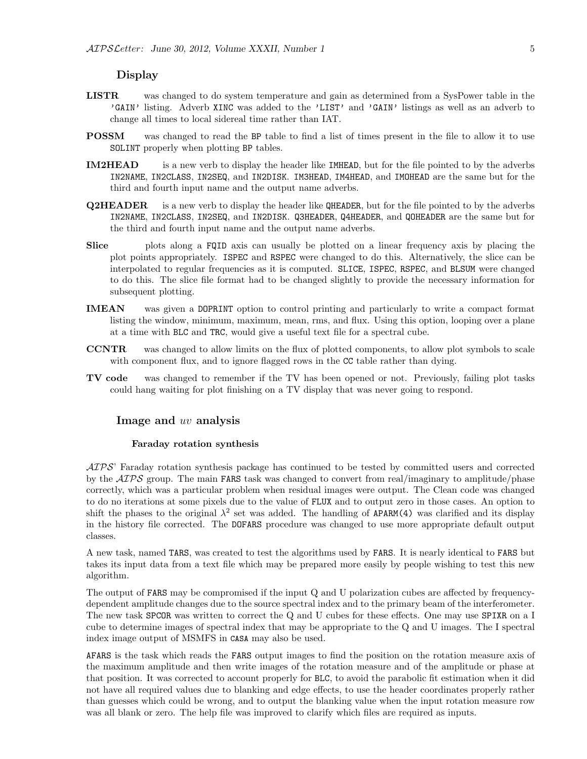## Display

**LISTR** was changed to do system temperature and gain as determined from a SysPower table in the 'GAIN' listing. Adverb XINC was added to the 'LIST' and 'GAIN' listings as well as an adverb to change all times to local sidereal time rather than IAT.

**POSSM** was changed to read the BP table to find a list of times present in the file to allow it to use SOLINT properly when plotting BP tables.

**IM2HEAD** is a new verb to display the header like IMHEAD, but for the file pointed to by the adverbs IN2NAME, IN2CLASS, IN2SEQ, and IN2DISK. IM3HEAD, IM4HEAD, and IMOHEAD are the same but for the third and fourth input name and the output name adverbs.

**Q2HEADER** is a new verb to display the header like QHEADER, but for the file pointed to by the adverbs IN2NAME, IN2CLASS, IN2SEQ, and IN2DISK. Q3HEADER, Q4HEADER, and QOHEADER are the same but for the third and fourth input name and the output name adverbs.

**Slice** plots along a FQID axis can usually be plotted on a linear frequency axis by placing the plot points appropriately. ISPEC and RSPEC were changed to do this. Alternatively, the slice can be interpolated to regular frequencies as it is computed. SLICE, ISPEC, RSPEC, and BLSUM were changed to do this. The slice file format had to be changed slightly to provide the necessary information for subsequent plotting.

**IMEAN** was given a DOPRINT option to control printing and particularly to write a compact format listing the window, minimum, maximum, mean, rms, and flux. Using this option, looping over a plane at a time with BLC and TRC, would give a useful text file for a spectral cube.

**CCNTR** was changed to allow limits on the flux of plotted components, to allow plot symbols to scale with component flux, and to ignore flagged rows in the CC table rather than dying.

**TV code** was changed to remember if the TV has been opened or not. Previously, failing plot tasks could hang waiting for plot finishing on a TV display that was never going to respond.

## Image and *uv* analysis

### Faraday rotation synthesis

*AIPS*' Faraday rotation synthesis package has continued to be tested by committed users and corrected by the *AIPS* group. The main FARS task was changed to convert from real/imaginary to amplitude/phase correctly, which was a particular problem when residual images were output. The Clean code was changed to do no iterations at some pixels due to the value of FLUX and to output zero in those cases. An option to shift the phases to the original $\lambda^2$ set was added. The handling of APARM(4) was clarified and its display in the history file corrected. The DOFARS procedure was changed to use more appropriate default output classes.

A new task, named TARS, was created to test the algorithms used by FARS. It is nearly identical to FARS but takes its input data from a text file which may be prepared more easily by people wishing to test this new algorithm.

The output of FARS may be compromised if the input Q and U polarization cubes are affected by frequency-dependent amplitude changes due to the source spectral index and to the primary beam of the interferometer. The new task SPCOR was written to correct the Q and U cubes for these effects. One may use SPIXR on a I cube to determine images of spectral index that may be appropriate to the Q and U images. The I spectral index image output of MSMFS in CASA may also be used.

AFARS is the task which reads the FARS output images to find the position on the rotation measure axis of the maximum amplitude and then write images of the rotation measure and of the amplitude or phase at that position. It was corrected to account properly for BLC, to avoid the parabolic fit estimation when it did not have all required values due to blanking and edge effects, to use the header coordinates properly rather than guesses which could be wrong, and to output the blanking value when the input rotation measure row was all blank or zero. The help file was improved to clarify which files are required as inputs.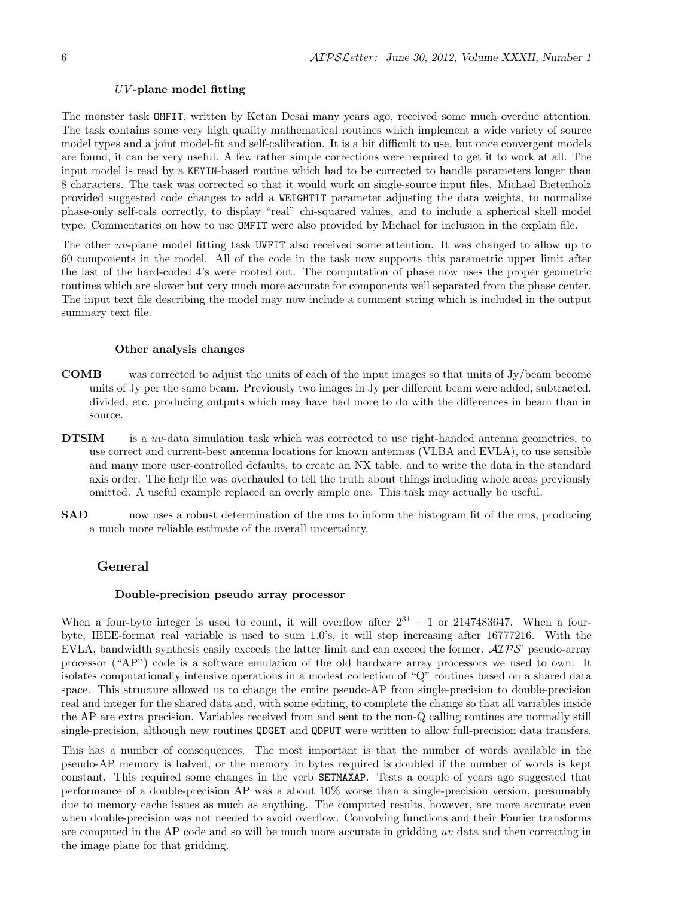### *UV*-plane model fitting

The monster task OMFIT, written by Ketan Desai many years ago, received some much overdue attention. The task contains some very high quality mathematical routines which implement a wide variety of source model types and a joint model-fit and self-calibration. It is a bit difficult to use, but once convergent models are found, it can be very useful. A few rather simple corrections were required to get it to work at all. The input model is read by a KEYIN-based routine which had to be corrected to handle parameters longer than 8 characters. The task was corrected so that it would work on single-source input files. Michael Bietenholz provided suggested code changes to add a WEIGHTIT parameter adjusting the data weights, to normalize phase-only self-cals correctly, to display "real" chi-squared values, and to include a spherical shell model type. Commentaries on how to use OMFIT were also provided by Michael for inclusion in the explain file.

The other *uv*-plane model fitting task UVFIT also received some attention. It was changed to allow up to 60 components in the model. All of the code in the task now supports this parametric upper limit after the last of the hard-coded 4's were rooted out. The computation of phase now uses the proper geometric routines which are slower but very much more accurate for components well separated from the phase center. The input text file describing the model may now include a comment string which is included in the output summary text file.

### Other analysis changes

**COMB** was corrected to adjust the units of each of the input images so that units of Jy/beam become units of Jy per the same beam. Previously two images in Jy per different beam were added, subtracted, divided, etc. producing outputs which may have had more to do with the differences in beam than in source.

**DTSIM** is a *uv*-data simulation task which was corrected to use right-handed antenna geometries, to use correct and current-best antenna locations for known antennas (VLBA and EVLA), to use sensible and many more user-controlled defaults, to create an NX table, and to write the data in the standard axis order. The help file was overhauled to tell the truth about things including whole areas previously omitted. A useful example replaced an overly simple one. This task may actually be useful.

**SAD** now uses a robust determination of the rms to inform the histogram fit of the rms, producing a much more reliable estimate of the overall uncertainty.

## General

### Double-precision pseudo array processor

When a four-byte integer is used to count, it will overflow after $2^{31} - 1$ or 2147483647. When a four-byte, IEEE-format real variable is used to sum 1.0's, it will stop increasing after 16777216. With the EVLA, bandwidth synthesis easily exceeds the latter limit and can exceed the former. *AIPS*' pseudo-array processor ("AP") code is a software emulation of the old hardware array processors we used to own. It isolates computationally intensive operations in a modest collection of "Q" routines based on a shared data space. This structure allowed us to change the entire pseudo-AP from single-precision to double-precision real and integer for the shared data and, with some editing, to complete the change so that all variables inside the AP are extra precision. Variables received from and sent to the non-Q calling routines are normally still single-precision, although new routines QDGET and QDPUT were written to allow full-precision data transfers.

This has a number of consequences. The most important is that the number of words available in the pseudo-AP memory is halved, or the memory in bytes required is doubled if the number of words is kept constant. This required some changes in the verb SETMAXAP. Tests a couple of years ago suggested that performance of a double-precision AP was a about 10% worse than a single-precision version, presumably due to memory cache issues as much as anything. The computed results, however, are more accurate even when double-precision was not needed to avoid overflow. Convolving functions and their Fourier transforms are computed in the AP code and so will be much more accurate in gridding *uv* data and then correcting in the image plane for that gridding.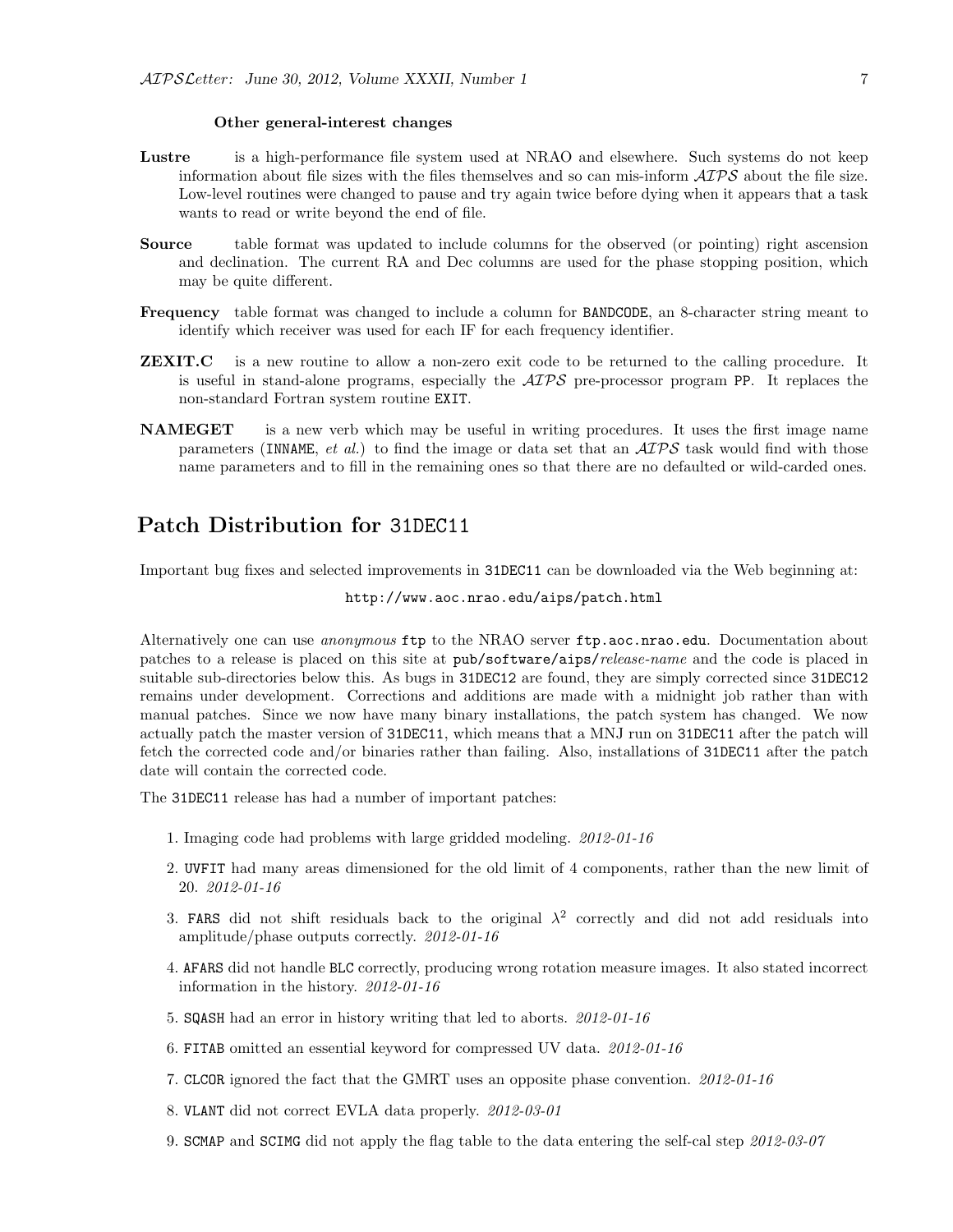### Other general-interest changes

**Lustre** is a high-performance file system used at NRAO and elsewhere. Such systems do not keep information about file sizes with the files themselves and so can mis-inform *AIPS* about the file size. Low-level routines were changed to pause and try again twice before dying when it appears that a task wants to read or write beyond the end of file.

**Source** table format was updated to include columns for the observed (or pointing) right ascension and declination. The current RA and Dec columns are used for the phase stopping position, which may be quite different.

**Frequency** table format was changed to include a column for `BANDCODE`, an 8-character string meant to identify which receiver was used for each IF for each frequency identifier.

**ZEXIT.C** is a new routine to allow a non-zero exit code to be returned to the calling procedure. It is useful in stand-alone programs, especially the *AIPS* pre-processor program `PP`. It replaces the non-standard Fortran system routine `EXIT`.

**NAMEGET** is a new verb which may be useful in writing procedures. It uses the first image name parameters (`INNAME`, *et al.*) to find the image or data set that an *AIPS* task would find with those name parameters and to fill in the remaining ones so that there are no defaulted or wild-carded ones.

## Patch Distribution for `31DEC11`

Important bug fixes and selected improvements in `31DEC11` can be downloaded via the Web beginning at:

`http://www.aoc.nrao.edu/aips/patch.html`

Alternatively one can use *anonymous* `ftp` to the NRAO server `ftp.aoc.nrao.edu`. Documentation about patches to a release is placed on this site at `pub/software/aips/`*release-name* and the code is placed in suitable sub-directories below this. As bugs in `31DEC12` are found, they are simply corrected since `31DEC12` remains under development. Corrections and additions are made with a midnight job rather than with manual patches. Since we now have many binary installations, the patch system has changed. We now actually patch the master version of `31DEC11`, which means that a MNJ run on `31DEC11` after the patch will fetch the corrected code and/or binaries rather than failing. Also, installations of `31DEC11` after the patch date will contain the corrected code.

The `31DEC11` release has had a number of important patches:

1. Imaging code had problems with large gridded modeling. *2012-01-16*
2. `UVFIT` had many areas dimensioned for the old limit of 4 components, rather than the new limit of 20. *2012-01-16*
3. `FARS` did not shift residuals back to the original $\lambda^2$ correctly and did not add residuals into amplitude/phase outputs correctly. *2012-01-16*
4. `AFARS` did not handle `BLC` correctly, producing wrong rotation measure images. It also stated incorrect information in the history. *2012-01-16*
5. `SQASH` had an error in history writing that led to aborts. *2012-01-16*
6. `FITAB` omitted an essential keyword for compressed UV data. *2012-01-16*
7. `CLCOR` ignored the fact that the GMRT uses an opposite phase convention. *2012-01-16*
8. `VLANT` did not correct EVLA data properly. *2012-03-01*
9. `SCMAP` and `SCIMG` did not apply the flag table to the data entering the self-cal step *2012-03-07*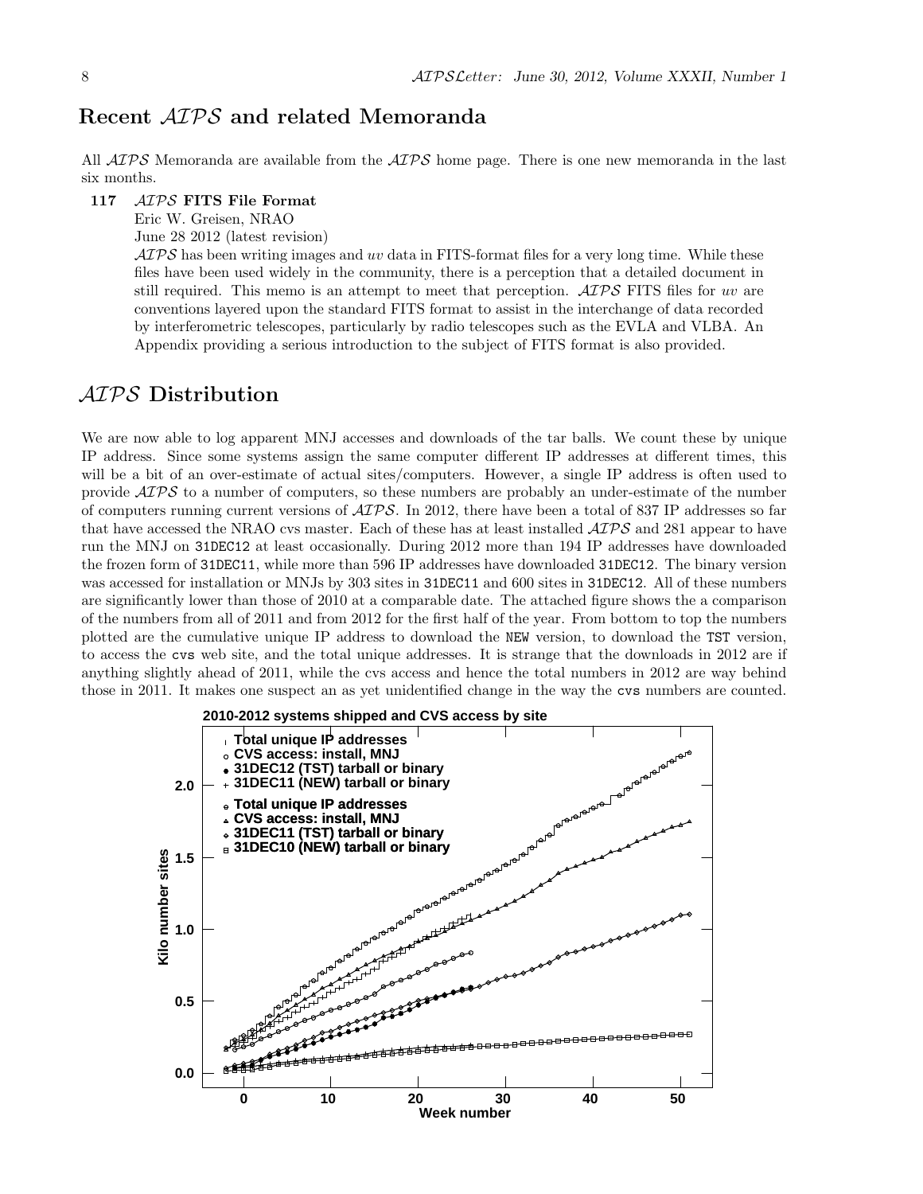## Recent *AIPS* and related Memoranda

All *AIPS* Memoranda are available from the *AIPS* home page. There is one new memoranda in the last six months.

**117** *AIPS* **FITS File Format**
Eric W. Greisen, NRAO
June 28 2012 (latest revision)
*AIPS* has been writing images and *uv* data in FITS-format files for a very long time. While these files have been used widely in the community, there is a perception that a detailed document in still required. This memo is an attempt to meet that perception. *AIPS* FITS files for *uv* are conventions layered upon the standard FITS format to assist in the interchange of data recorded by interferometric telescopes, particularly by radio telescopes such as the EVLA and VLBA. An Appendix providing a serious introduction to the subject of FITS format is also provided.

## *AIPS* Distribution

We are now able to log apparent MNJ accesses and downloads of the tar balls. We count these by unique IP address. Since some systems assign the same computer different IP addresses at different times, this will be a bit of an over-estimate of actual sites/computers. However, a single IP address is often used to provide *AIPS* to a number of computers, so these numbers are probably an under-estimate of the number of computers running current versions of *AIPS*. In 2012, there have been a total of 837 IP addresses so far that have accessed the NRAO cvs master. Each of these has at least installed *AIPS* and 281 appear to have run the MNJ on `31DEC12` at least occasionally. During 2012 more than 194 IP addresses have downloaded the frozen form of `31DEC11`, while more than 596 IP addresses have downloaded `31DEC12`. The binary version was accessed for installation or MNJs by 303 sites in `31DEC11` and 600 sites in `31DEC12`. All of these numbers are significantly lower than those of 2010 at a comparable date. The attached figure shows the a comparison of the numbers from all of 2011 and from 2012 for the first half of the year. From bottom to top the numbers plotted are the cumulative unique IP address to download the `NEW` version, to download the `TST` version, to access the `cvs` web site, and the total unique addresses. It is strange that the downloads in 2012 are if anything slightly ahead of 2011, while the cvs access and hence the total numbers in 2012 are way behind those in 2011. It makes one suspect an as yet unidentified change in the way the `cvs` numbers are counted.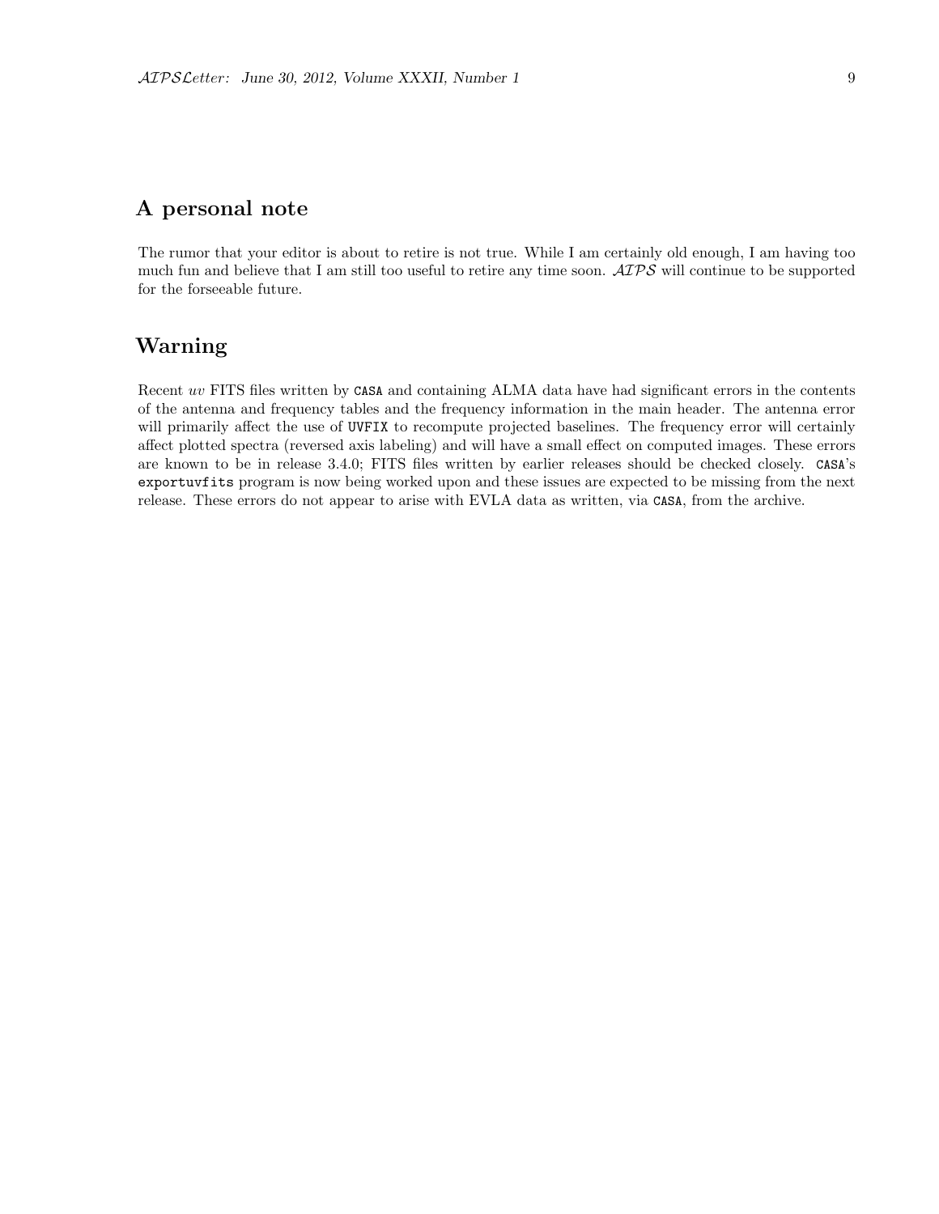## A personal note

The rumor that your editor is about to retire is not true. While I am certainly old enough, I am having too much fun and believe that I am still too useful to retire any time soon. *AIPS* will continue to be supported for the forseeable future.

## Warning

Recent *uv* FITS files written by `CASA` and containing ALMA data have had significant errors in the contents of the antenna and frequency tables and the frequency information in the main header. The antenna error will primarily affect the use of `UVFIX` to recompute projected baselines. The frequency error will certainly affect plotted spectra (reversed axis labeling) and will have a small effect on computed images. These errors are known to be in release 3.4.0; FITS files written by earlier releases should be checked closely. `CASA`'s `exportuvfits` program is now being worked upon and these issues are expected to be missing from the next release. These errors do not appear to arise with EVLA data as written, via `CASA`, from the archive.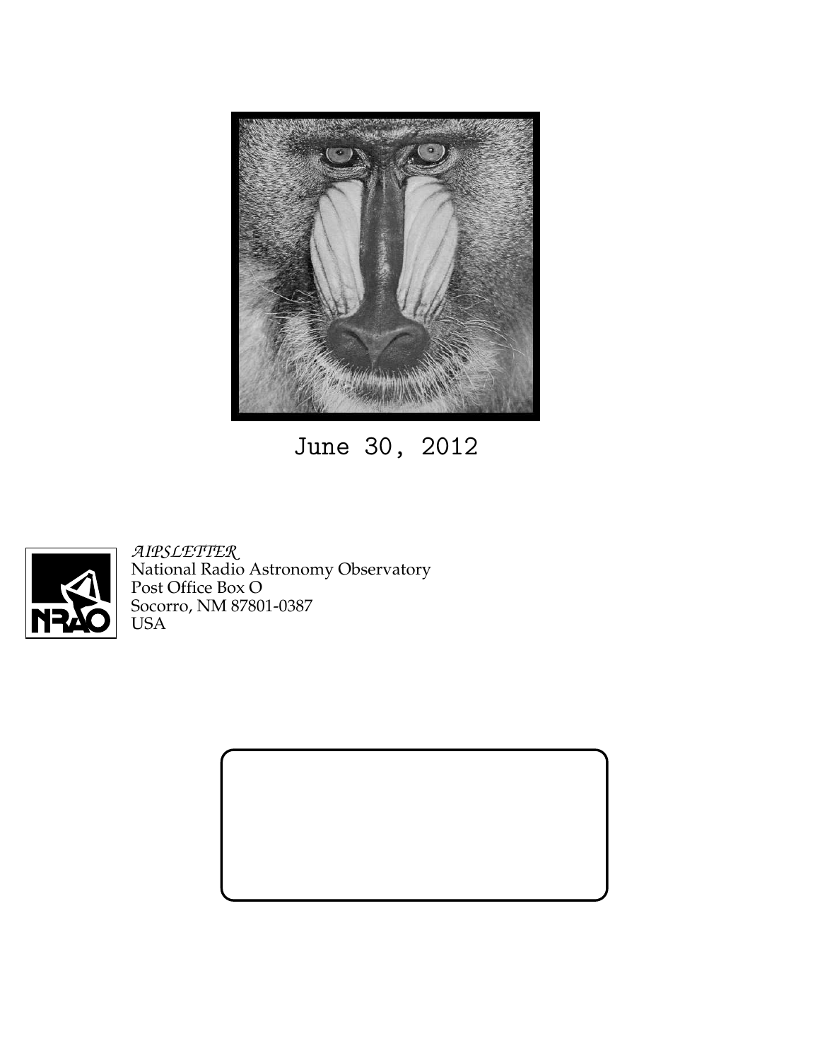June 30, 2012

*AIPSLETTER*
National Radio Astronomy Observatory
Post Office Box O
Socorro, NM 87801-0387
USA